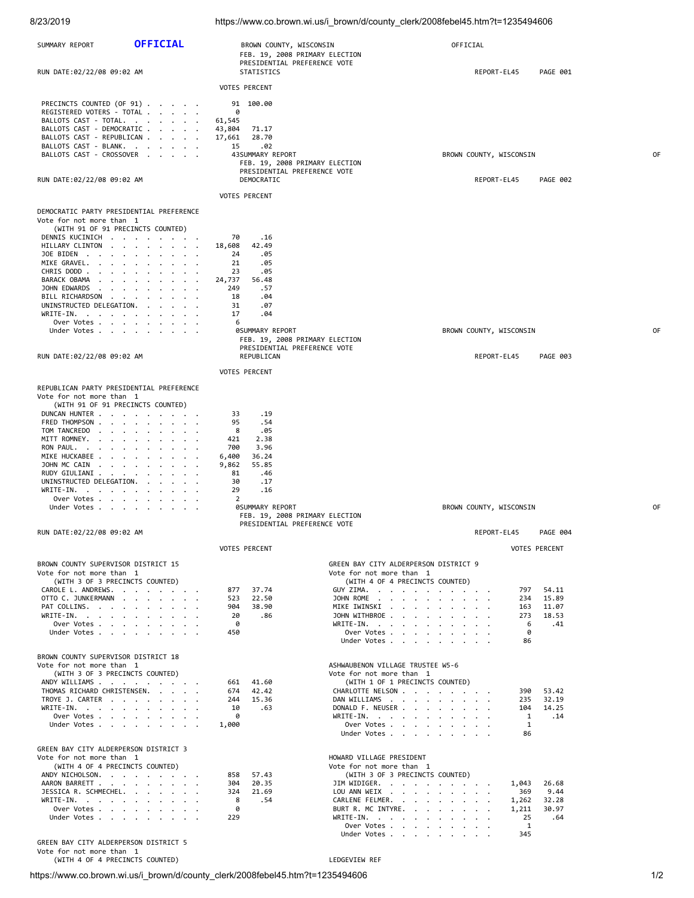SUMMARY REPORT **OFFICIAL**

BROWN COUNTY, WISCONSIN
FEB. 19, 2008 PRIMARY ELECTION
PRESIDENTIAL PREFERENCE VOTE
STATISTICS

OFFICIAL

RUN DATE:02/22/08 09:02 AM — REPORT-EL45 PAGE 001

| | VOTES | PERCENT |
|---|---|---|
| PRECINCTS COUNTED (OF 91) | 91 | 100.00 |
| REGISTERED VOTERS - TOTAL | 0 | |
| BALLOTS CAST - TOTAL. | 61,545 | |
| BALLOTS CAST - DEMOCRATIC | 43,804 | 71.17 |
| BALLOTS CAST - REPUBLICAN | 17,661 | 28.70 |
| BALLOTS CAST - BLANK. | 15 | .02 |
| BALLOTS CAST - CROSSOVER | 43 | |

SUMMARY REPORT — BROWN COUNTY, WISCONSIN — OF

FEB. 19, 2008 PRIMARY ELECTION
PRESIDENTIAL PREFERENCE VOTE
DEMOCRATIC

RUN DATE:02/22/08 09:02 AM — REPORT-EL45 PAGE 002

DEMOCRATIC PARTY PRESIDENTIAL PREFERENCE
Vote for not more than 1
(WITH 91 OF 91 PRECINCTS COUNTED)

| | VOTES | PERCENT |
|---|---|---|
| DENNIS KUCINICH | 70 | .16 |
| HILLARY CLINTON | 18,608 | 42.49 |
| JOE BIDEN | 24 | .05 |
| MIKE GRAVEL. | 21 | .05 |
| CHRIS DODD | 23 | .05 |
| BARACK OBAMA | 24,737 | 56.48 |
| JOHN EDWARDS | 249 | .57 |
| BILL RICHARDSON | 18 | .04 |
| UNINSTRUCTED DELEGATION. | 31 | .07 |
| WRITE-IN. | 17 | .04 |
| Over Votes | 6 | |
| Under Votes | 0 | |

SUMMARY REPORT — BROWN COUNTY, WISCONSIN — OF

FEB. 19, 2008 PRIMARY ELECTION
PRESIDENTIAL PREFERENCE VOTE
REPUBLICAN

RUN DATE:02/22/08 09:02 AM — REPORT-EL45 PAGE 003

REPUBLICAN PARTY PRESIDENTIAL PREFERENCE
Vote for not more than 1
(WITH 91 OF 91 PRECINCTS COUNTED)

| | VOTES | PERCENT |
|---|---|---|
| DUNCAN HUNTER | 33 | .19 |
| FRED THOMPSON | 95 | .54 |
| TOM TANCREDO | 8 | .05 |
| MITT ROMNEY. | 421 | 2.38 |
| RON PAUL. | 700 | 3.96 |
| MIKE HUCKABEE | 6,400 | 36.24 |
| JOHN MC CAIN | 9,862 | 55.85 |
| RUDY GIULIANI | 81 | .46 |
| UNINSTRUCTED DELEGATION. | 30 | .17 |
| WRITE-IN. | 29 | .16 |
| Over Votes | 2 | |
| Under Votes | 0 | |

SUMMARY REPORT — BROWN COUNTY, WISCONSIN — OF

FEB. 19, 2008 PRIMARY ELECTION
PRESIDENTIAL PREFERENCE VOTE

RUN DATE:02/22/08 09:02 AM — REPORT-EL45 PAGE 004

BROWN COUNTY SUPERVISOR DISTRICT 15
Vote for not more than 1
(WITH 3 OF 3 PRECINCTS COUNTED)

| | VOTES | PERCENT |
|---|---|---|
| CAROLE L. ANDREWS. | 877 | 37.74 |
| OTTO C. JUNKERMANN | 523 | 22.50 |
| PAT COLLINS. | 904 | 38.90 |
| WRITE-IN. | 20 | .86 |
| Over Votes | 0 | |
| Under Votes | 450 | |

BROWN COUNTY SUPERVISOR DISTRICT 18
Vote for not more than 1
(WITH 3 OF 3 PRECINCTS COUNTED)

| | VOTES | PERCENT |
|---|---|---|
| ANDY WILLIAMS | 661 | 41.60 |
| THOMAS RICHARD CHRISTENSEN. | 674 | 42.42 |
| TROYE J. CARTER | 244 | 15.36 |
| WRITE-IN. | 10 | .63 |
| Over Votes | 0 | |
| Under Votes | 1,000 | |

GREEN BAY CITY ALDERPERSON DISTRICT 3
Vote for not more than 1
(WITH 4 OF 4 PRECINCTS COUNTED)

| | VOTES | PERCENT |
|---|---|---|
| ANDY NICHOLSON. | 858 | 57.43 |
| AARON BARRETT | 304 | 20.35 |
| JESSICA R. SCHMECHEL. | 324 | 21.69 |
| WRITE-IN. | 8 | .54 |
| Over Votes | 0 | |
| Under Votes | 229 | |

GREEN BAY CITY ALDERPERSON DISTRICT 5
Vote for not more than 1
(WITH 4 OF 4 PRECINCTS COUNTED)

GREEN BAY CITY ALDERPERSON DISTRICT 9
Vote for not more than 1
(WITH 4 OF 4 PRECINCTS COUNTED)

| | VOTES | PERCENT |
|---|---|---|
| GUY ZIMA. | 797 | 54.11 |
| JOHN ROME | 234 | 15.89 |
| MIKE IWINSKI | 163 | 11.07 |
| JOHN WITHBROE | 273 | 18.53 |
| WRITE-IN. | 6 | .41 |
| Over Votes | 0 | |
| Under Votes | 86 | |

ASHWAUBENON VILLAGE TRUSTEE W5-6
Vote for not more than 1
(WITH 1 OF 1 PRECINCTS COUNTED)

| | VOTES | PERCENT |
|---|---|---|
| CHARLOTTE NELSON | 390 | 53.42 |
| DAN WILLIAMS | 235 | 32.19 |
| DONALD F. NEUSER | 104 | 14.25 |
| WRITE-IN. | 1 | .14 |
| Over Votes | 1 | |
| Under Votes | 86 | |

HOWARD VILLAGE PRESIDENT
Vote for not more than 1
(WITH 3 OF 3 PRECINCTS COUNTED)

| | VOTES | PERCENT |
|---|---|---|
| JIM WIDIGER. | 1,043 | 26.68 |
| LOU ANN WEIX | 369 | 9.44 |
| CARLENE FELMER. | 1,262 | 32.28 |
| BURT R. MC INTYRE. | 1,211 | 30.97 |
| WRITE-IN. | 25 | .64 |
| Over Votes | 1 | |
| Under Votes | 345 | |

LEDGEVIEW REF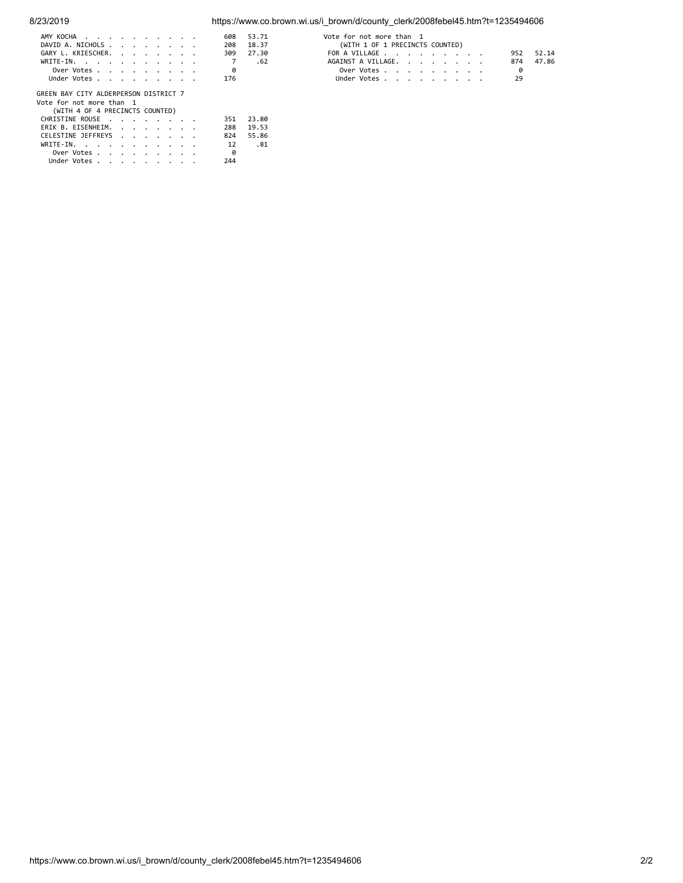| | | |
|---|---|---|
| AMY KOCHA | 608 | 53.71 |
| DAVID A. NICHOLS | 208 | 18.37 |
| GARY L. KRIESCHER | 309 | 27.30 |
| WRITE-IN | 7 | .62 |
| Over Votes | 0 | |
| Under Votes | 176 | |

GREEN BAY CITY ALDERPERSON DISTRICT 7

Vote for not more than 1

(WITH 4 OF 4 PRECINCTS COUNTED)

| | | |
|---|---|---|
| CHRISTINE ROUSE | 351 | 23.80 |
| ERIK B. EISENHEIM | 288 | 19.53 |
| CELESTINE JEFFREYS | 824 | 55.86 |
| WRITE-IN | 12 | .81 |
| Over Votes | 0 | |
| Under Votes | 244 | |

Vote for not more than 1

(WITH 1 OF 1 PRECINCTS COUNTED)

| | | |
|---|---|---|
| FOR A VILLAGE | 952 | 52.14 |
| AGAINST A VILLAGE | 874 | 47.86 |
| Over Votes | 0 | |
| Under Votes | 29 | |